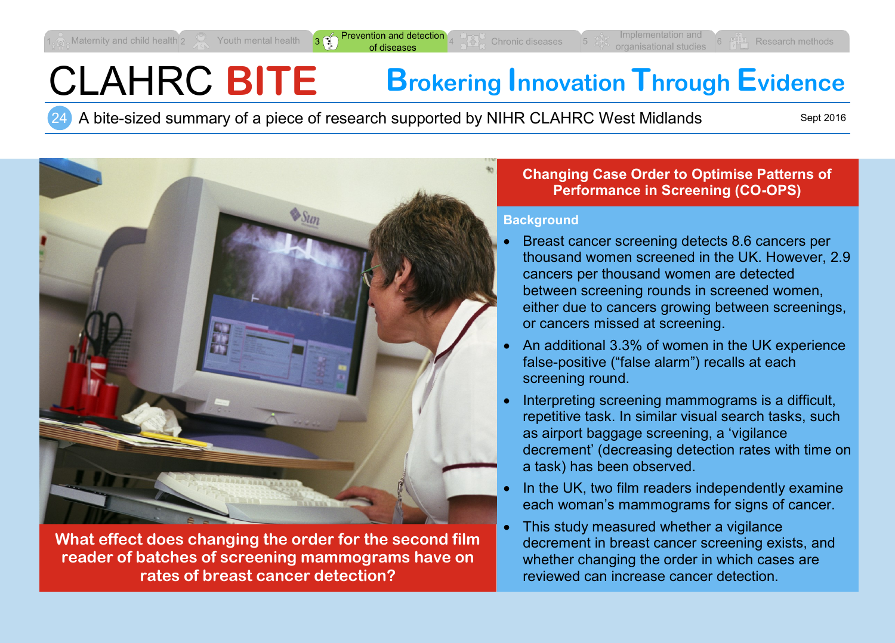1 Maternity and child health | 2 Youth mental health | 3 Prevention and detection of diseases | 4 Chronic diseases | 5 Implementation and organisational studies | 6 Research methods

# CLAHRC BITE

## Brokering Innovation Through Evidence

24 A bite-sized summary of a piece of research supported by NIHR CLAHRC West Midlands

Sept 2016

**What effect does changing the order for the second film reader of batches of screening mammograms have on rates of breast cancer detection?**

## Changing Case Order to Optimise Patterns of Performance in Screening (CO-OPS)

### Background

- Breast cancer screening detects 8.6 cancers per thousand women screened in the UK. However, 2.9 cancers per thousand women are detected between screening rounds in screened women, either due to cancers growing between screenings, or cancers missed at screening.
- An additional 3.3% of women in the UK experience false-positive (“false alarm”) recalls at each screening round.
- Interpreting screening mammograms is a difficult, repetitive task. In similar visual search tasks, such as airport baggage screening, a ‘vigilance decrement’ (decreasing detection rates with time on a task) has been observed.
- In the UK, two film readers independently examine each woman’s mammograms for signs of cancer.
- This study measured whether a vigilance decrement in breast cancer screening exists, and whether changing the order in which cases are reviewed can increase cancer detection.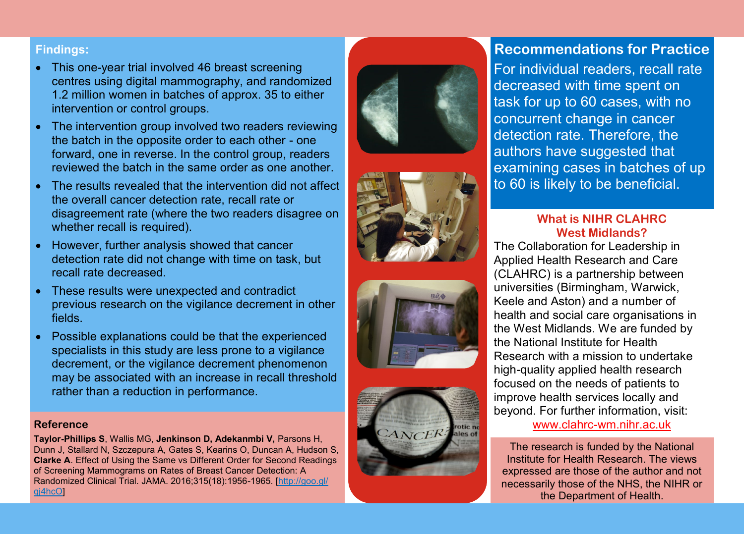## Findings:

- This one-year trial involved 46 breast screening centres using digital mammography, and randomized 1.2 million women in batches of approx. 35 to either intervention or control groups.
- The intervention group involved two readers reviewing the batch in the opposite order to each other - one forward, one in reverse. In the control group, readers reviewed the batch in the same order as one another.
- The results revealed that the intervention did not affect the overall cancer detection rate, recall rate or disagreement rate (where the two readers disagree on whether recall is required).
- However, further analysis showed that cancer detection rate did not change with time on task, but recall rate decreased.
- These results were unexpected and contradict previous research on the vigilance decrement in other fields.
- Possible explanations could be that the experienced specialists in this study are less prone to a vigilance decrement, or the vigilance decrement phenomenon may be associated with an increase in recall threshold rather than a reduction in performance.

### Reference

**Taylor-Phillips S**, Wallis MG, **Jenkinson D, Adekanmbi V,** Parsons H, Dunn J, Stallard N, Szczepura A, Gates S, Kearins O, Duncan A, Hudson S, **Clarke A**. Effect of Using the Same vs Different Order for Second Readings of Screening Mammograms on Rates of Breast Cancer Detection: A Randomized Clinical Trial. JAMA. 2016;315(18):1956-1965. [http://goo.gl/qj4hcO]

## Recommendations for Practice

For individual readers, recall rate decreased with time spent on task for up to 60 cases, with no concurrent change in cancer detection rate. Therefore, the authors have suggested that examining cases in batches of up to 60 is likely to be beneficial.

### What is NIHR CLAHRC West Midlands?

The Collaboration for Leadership in Applied Health Research and Care (CLAHRC) is a partnership between universities (Birmingham, Warwick, Keele and Aston) and a number of health and social care organisations in the West Midlands. We are funded by the National Institute for Health Research with a mission to undertake high-quality applied health research focused on the needs of patients to improve health services locally and beyond. For further information, visit: www.clahrc-wm.nihr.ac.uk

The research is funded by the National Institute for Health Research. The views expressed are those of the author and not necessarily those of the NHS, the NIHR or the Department of Health.